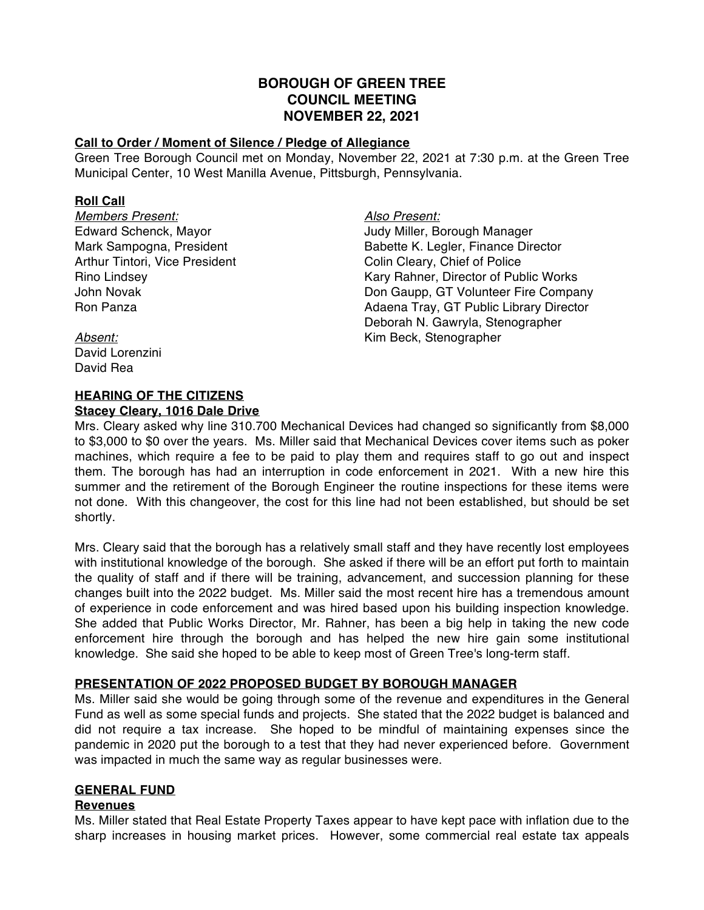**BOROUGH OF GREEN TREE**
**COUNCIL MEETING**
**NOVEMBER 22, 2021**

**Call to Order / Moment of Silence / Pledge of Allegiance**

Green Tree Borough Council met on Monday, November 22, 2021 at 7:30 p.m. at the Green Tree Municipal Center, 10 West Manilla Avenue, Pittsburgh, Pennsylvania.

**Roll Call**

*Members Present:*
Edward Schenck, Mayor
Mark Sampogna, President
Arthur Tintori, Vice President
Rino Lindsey
John Novak
Ron Panza

*Absent:*
David Lorenzini
David Rea

*Also Present:*
Judy Miller, Borough Manager
Babette K. Legler, Finance Director
Colin Cleary, Chief of Police
Kary Rahner, Director of Public Works
Don Gaupp, GT Volunteer Fire Company
Adaena Tray, GT Public Library Director
Deborah N. Gawryla, Stenographer
Kim Beck, Stenographer

**HEARING OF THE CITIZENS**

**Stacey Cleary, 1016 Dale Drive**

Mrs. Cleary asked why line 310.700 Mechanical Devices had changed so significantly from $8,000 to $3,000 to $0 over the years. Ms. Miller said that Mechanical Devices cover items such as poker machines, which require a fee to be paid to play them and requires staff to go out and inspect them. The borough has had an interruption in code enforcement in 2021. With a new hire this summer and the retirement of the Borough Engineer the routine inspections for these items were not done. With this changeover, the cost for this line had not been established, but should be set shortly.

Mrs. Cleary said that the borough has a relatively small staff and they have recently lost employees with institutional knowledge of the borough. She asked if there will be an effort put forth to maintain the quality of staff and if there will be training, advancement, and succession planning for these changes built into the 2022 budget. Ms. Miller said the most recent hire has a tremendous amount of experience in code enforcement and was hired based upon his building inspection knowledge. She added that Public Works Director, Mr. Rahner, has been a big help in taking the new code enforcement hire through the borough and has helped the new hire gain some institutional knowledge. She said she hoped to be able to keep most of Green Tree's long-term staff.

**PRESENTATION OF 2022 PROPOSED BUDGET BY BOROUGH MANAGER**

Ms. Miller said she would be going through some of the revenue and expenditures in the General Fund as well as some special funds and projects. She stated that the 2022 budget is balanced and did not require a tax increase. She hoped to be mindful of maintaining expenses since the pandemic in 2020 put the borough to a test that they had never experienced before. Government was impacted in much the same way as regular businesses were.

**GENERAL FUND**

**Revenues**

Ms. Miller stated that Real Estate Property Taxes appear to have kept pace with inflation due to the sharp increases in housing market prices. However, some commercial real estate tax appeals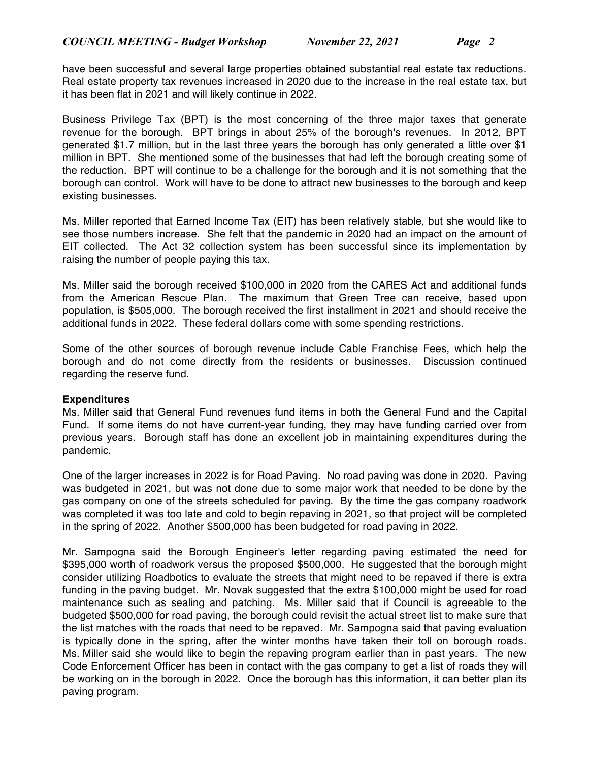have been successful and several large properties obtained substantial real estate tax reductions. Real estate property tax revenues increased in 2020 due to the increase in the real estate tax, but it has been flat in 2021 and will likely continue in 2022.

Business Privilege Tax (BPT) is the most concerning of the three major taxes that generate revenue for the borough. BPT brings in about 25% of the borough's revenues. In 2012, BPT generated $1.7 million, but in the last three years the borough has only generated a little over $1 million in BPT. She mentioned some of the businesses that had left the borough creating some of the reduction. BPT will continue to be a challenge for the borough and it is not something that the borough can control. Work will have to be done to attract new businesses to the borough and keep existing businesses.

Ms. Miller reported that Earned Income Tax (EIT) has been relatively stable, but she would like to see those numbers increase. She felt that the pandemic in 2020 had an impact on the amount of EIT collected. The Act 32 collection system has been successful since its implementation by raising the number of people paying this tax.

Ms. Miller said the borough received $100,000 in 2020 from the CARES Act and additional funds from the American Rescue Plan. The maximum that Green Tree can receive, based upon population, is $505,000. The borough received the first installment in 2021 and should receive the additional funds in 2022. These federal dollars come with some spending restrictions.

Some of the other sources of borough revenue include Cable Franchise Fees, which help the borough and do not come directly from the residents or businesses. Discussion continued regarding the reserve fund.

**Expenditures**

Ms. Miller said that General Fund revenues fund items in both the General Fund and the Capital Fund. If some items do not have current-year funding, they may have funding carried over from previous years. Borough staff has done an excellent job in maintaining expenditures during the pandemic.

One of the larger increases in 2022 is for Road Paving. No road paving was done in 2020. Paving was budgeted in 2021, but was not done due to some major work that needed to be done by the gas company on one of the streets scheduled for paving. By the time the gas company roadwork was completed it was too late and cold to begin repaving in 2021, so that project will be completed in the spring of 2022. Another $500,000 has been budgeted for road paving in 2022.

Mr. Sampogna said the Borough Engineer's letter regarding paving estimated the need for $395,000 worth of roadwork versus the proposed $500,000. He suggested that the borough might consider utilizing Roadbotics to evaluate the streets that might need to be repaved if there is extra funding in the paving budget. Mr. Novak suggested that the extra $100,000 might be used for road maintenance such as sealing and patching. Ms. Miller said that if Council is agreeable to the budgeted $500,000 for road paving, the borough could revisit the actual street list to make sure that the list matches with the roads that need to be repaved. Mr. Sampogna said that paving evaluation is typically done in the spring, after the winter months have taken their toll on borough roads. Ms. Miller said she would like to begin the repaving program earlier than in past years. The new Code Enforcement Officer has been in contact with the gas company to get a list of roads they will be working on in the borough in 2022. Once the borough has this information, it can better plan its paving program.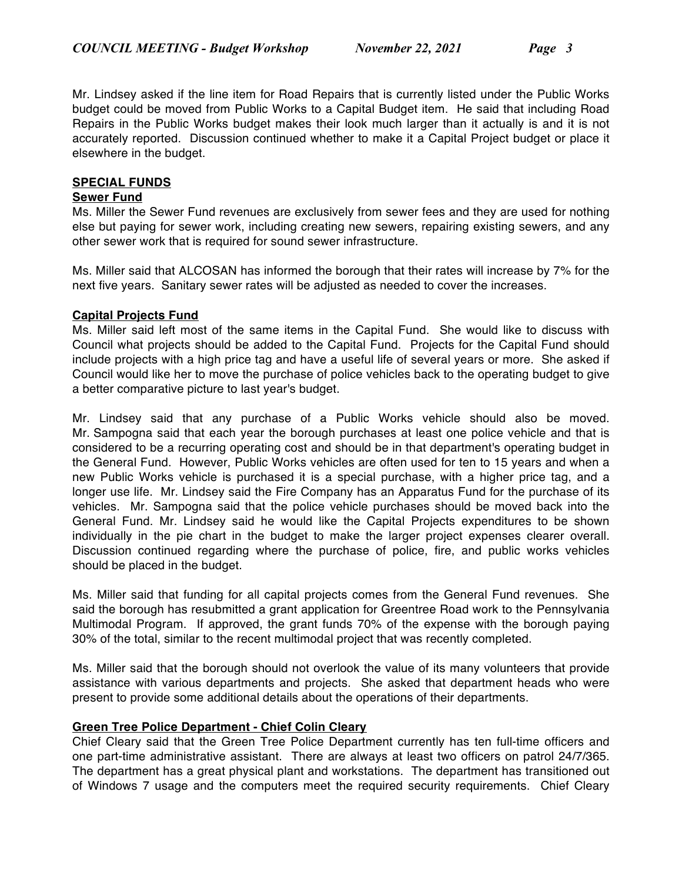Mr. Lindsey asked if the line item for Road Repairs that is currently listed under the Public Works budget could be moved from Public Works to a Capital Budget item. He said that including Road Repairs in the Public Works budget makes their look much larger than it actually is and it is not accurately reported. Discussion continued whether to make it a Capital Project budget or place it elsewhere in the budget.

## SPECIAL FUNDS

### Sewer Fund

Ms. Miller the Sewer Fund revenues are exclusively from sewer fees and they are used for nothing else but paying for sewer work, including creating new sewers, repairing existing sewers, and any other sewer work that is required for sound sewer infrastructure.

Ms. Miller said that ALCOSAN has informed the borough that their rates will increase by 7% for the next five years. Sanitary sewer rates will be adjusted as needed to cover the increases.

### Capital Projects Fund

Ms. Miller said left most of the same items in the Capital Fund. She would like to discuss with Council what projects should be added to the Capital Fund. Projects for the Capital Fund should include projects with a high price tag and have a useful life of several years or more. She asked if Council would like her to move the purchase of police vehicles back to the operating budget to give a better comparative picture to last year's budget.

Mr. Lindsey said that any purchase of a Public Works vehicle should also be moved. Mr. Sampogna said that each year the borough purchases at least one police vehicle and that is considered to be a recurring operating cost and should be in that department's operating budget in the General Fund. However, Public Works vehicles are often used for ten to 15 years and when a new Public Works vehicle is purchased it is a special purchase, with a higher price tag, and a longer use life. Mr. Lindsey said the Fire Company has an Apparatus Fund for the purchase of its vehicles. Mr. Sampogna said that the police vehicle purchases should be moved back into the General Fund. Mr. Lindsey said he would like the Capital Projects expenditures to be shown individually in the pie chart in the budget to make the larger project expenses clearer overall. Discussion continued regarding where the purchase of police, fire, and public works vehicles should be placed in the budget.

Ms. Miller said that funding for all capital projects comes from the General Fund revenues. She said the borough has resubmitted a grant application for Greentree Road work to the Pennsylvania Multimodal Program. If approved, the grant funds 70% of the expense with the borough paying 30% of the total, similar to the recent multimodal project that was recently completed.

Ms. Miller said that the borough should not overlook the value of its many volunteers that provide assistance with various departments and projects. She asked that department heads who were present to provide some additional details about the operations of their departments.

### Green Tree Police Department - Chief Colin Cleary

Chief Cleary said that the Green Tree Police Department currently has ten full-time officers and one part-time administrative assistant. There are always at least two officers on patrol 24/7/365. The department has a great physical plant and workstations. The department has transitioned out of Windows 7 usage and the computers meet the required security requirements. Chief Cleary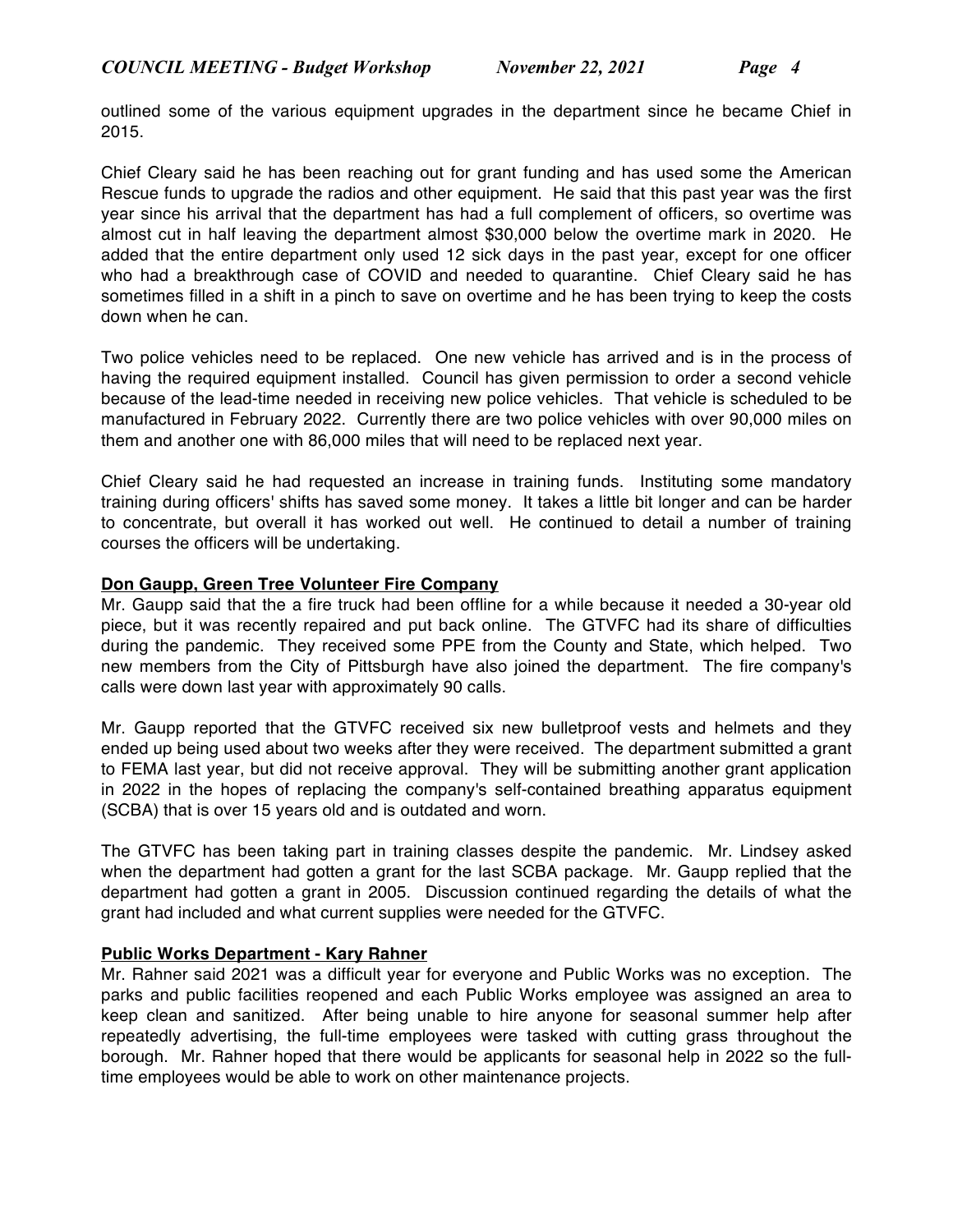outlined some of the various equipment upgrades in the department since he became Chief in 2015.

Chief Cleary said he has been reaching out for grant funding and has used some the American Rescue funds to upgrade the radios and other equipment. He said that this past year was the first year since his arrival that the department has had a full complement of officers, so overtime was almost cut in half leaving the department almost $30,000 below the overtime mark in 2020. He added that the entire department only used 12 sick days in the past year, except for one officer who had a breakthrough case of COVID and needed to quarantine. Chief Cleary said he has sometimes filled in a shift in a pinch to save on overtime and he has been trying to keep the costs down when he can.

Two police vehicles need to be replaced. One new vehicle has arrived and is in the process of having the required equipment installed. Council has given permission to order a second vehicle because of the lead-time needed in receiving new police vehicles. That vehicle is scheduled to be manufactured in February 2022. Currently there are two police vehicles with over 90,000 miles on them and another one with 86,000 miles that will need to be replaced next year.

Chief Cleary said he had requested an increase in training funds. Instituting some mandatory training during officers' shifts has saved some money. It takes a little bit longer and can be harder to concentrate, but overall it has worked out well. He continued to detail a number of training courses the officers will be undertaking.

**Don Gaupp, Green Tree Volunteer Fire Company**

Mr. Gaupp said that the a fire truck had been offline for a while because it needed a 30-year old piece, but it was recently repaired and put back online. The GTVFC had its share of difficulties during the pandemic. They received some PPE from the County and State, which helped. Two new members from the City of Pittsburgh have also joined the department. The fire company's calls were down last year with approximately 90 calls.

Mr. Gaupp reported that the GTVFC received six new bulletproof vests and helmets and they ended up being used about two weeks after they were received. The department submitted a grant to FEMA last year, but did not receive approval. They will be submitting another grant application in 2022 in the hopes of replacing the company's self-contained breathing apparatus equipment (SCBA) that is over 15 years old and is outdated and worn.

The GTVFC has been taking part in training classes despite the pandemic. Mr. Lindsey asked when the department had gotten a grant for the last SCBA package. Mr. Gaupp replied that the department had gotten a grant in 2005. Discussion continued regarding the details of what the grant had included and what current supplies were needed for the GTVFC.

**Public Works Department - Kary Rahner**

Mr. Rahner said 2021 was a difficult year for everyone and Public Works was no exception. The parks and public facilities reopened and each Public Works employee was assigned an area to keep clean and sanitized. After being unable to hire anyone for seasonal summer help after repeatedly advertising, the full-time employees were tasked with cutting grass throughout the borough. Mr. Rahner hoped that there would be applicants for seasonal help in 2022 so the full-time employees would be able to work on other maintenance projects.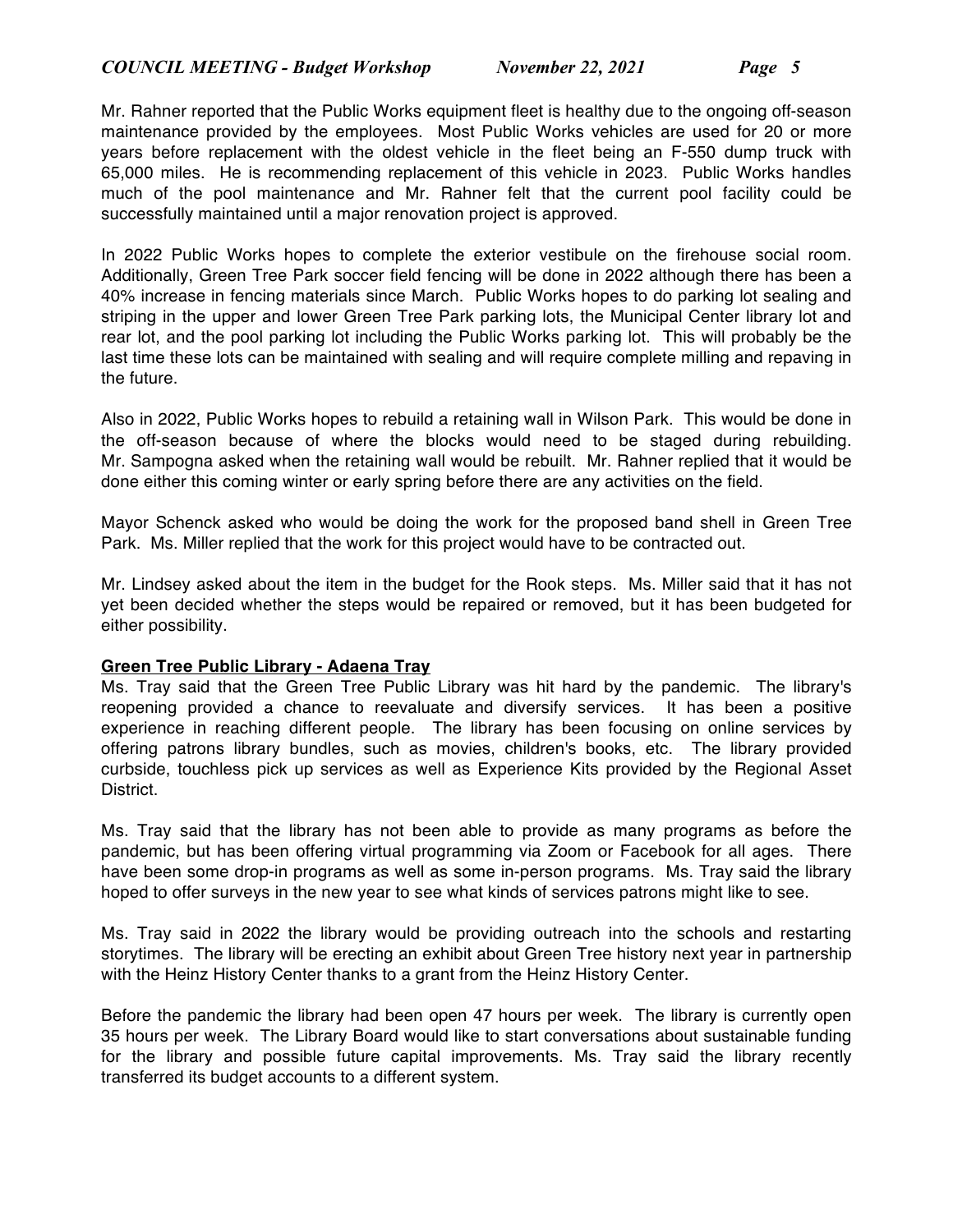Mr. Rahner reported that the Public Works equipment fleet is healthy due to the ongoing off-season maintenance provided by the employees. Most Public Works vehicles are used for 20 or more years before replacement with the oldest vehicle in the fleet being an F-550 dump truck with 65,000 miles. He is recommending replacement of this vehicle in 2023. Public Works handles much of the pool maintenance and Mr. Rahner felt that the current pool facility could be successfully maintained until a major renovation project is approved.

In 2022 Public Works hopes to complete the exterior vestibule on the firehouse social room. Additionally, Green Tree Park soccer field fencing will be done in 2022 although there has been a 40% increase in fencing materials since March. Public Works hopes to do parking lot sealing and striping in the upper and lower Green Tree Park parking lots, the Municipal Center library lot and rear lot, and the pool parking lot including the Public Works parking lot. This will probably be the last time these lots can be maintained with sealing and will require complete milling and repaving in the future.

Also in 2022, Public Works hopes to rebuild a retaining wall in Wilson Park. This would be done in the off-season because of where the blocks would need to be staged during rebuilding. Mr. Sampogna asked when the retaining wall would be rebuilt. Mr. Rahner replied that it would be done either this coming winter or early spring before there are any activities on the field.

Mayor Schenck asked who would be doing the work for the proposed band shell in Green Tree Park. Ms. Miller replied that the work for this project would have to be contracted out.

Mr. Lindsey asked about the item in the budget for the Rook steps. Ms. Miller said that it has not yet been decided whether the steps would be repaired or removed, but it has been budgeted for either possibility.

**Green Tree Public Library - Adaena Tray**

Ms. Tray said that the Green Tree Public Library was hit hard by the pandemic. The library's reopening provided a chance to reevaluate and diversify services. It has been a positive experience in reaching different people. The library has been focusing on online services by offering patrons library bundles, such as movies, children's books, etc. The library provided curbside, touchless pick up services as well as Experience Kits provided by the Regional Asset District.

Ms. Tray said that the library has not been able to provide as many programs as before the pandemic, but has been offering virtual programming via Zoom or Facebook for all ages. There have been some drop-in programs as well as some in-person programs. Ms. Tray said the library hoped to offer surveys in the new year to see what kinds of services patrons might like to see.

Ms. Tray said in 2022 the library would be providing outreach into the schools and restarting storytimes. The library will be erecting an exhibit about Green Tree history next year in partnership with the Heinz History Center thanks to a grant from the Heinz History Center.

Before the pandemic the library had been open 47 hours per week. The library is currently open 35 hours per week. The Library Board would like to start conversations about sustainable funding for the library and possible future capital improvements. Ms. Tray said the library recently transferred its budget accounts to a different system.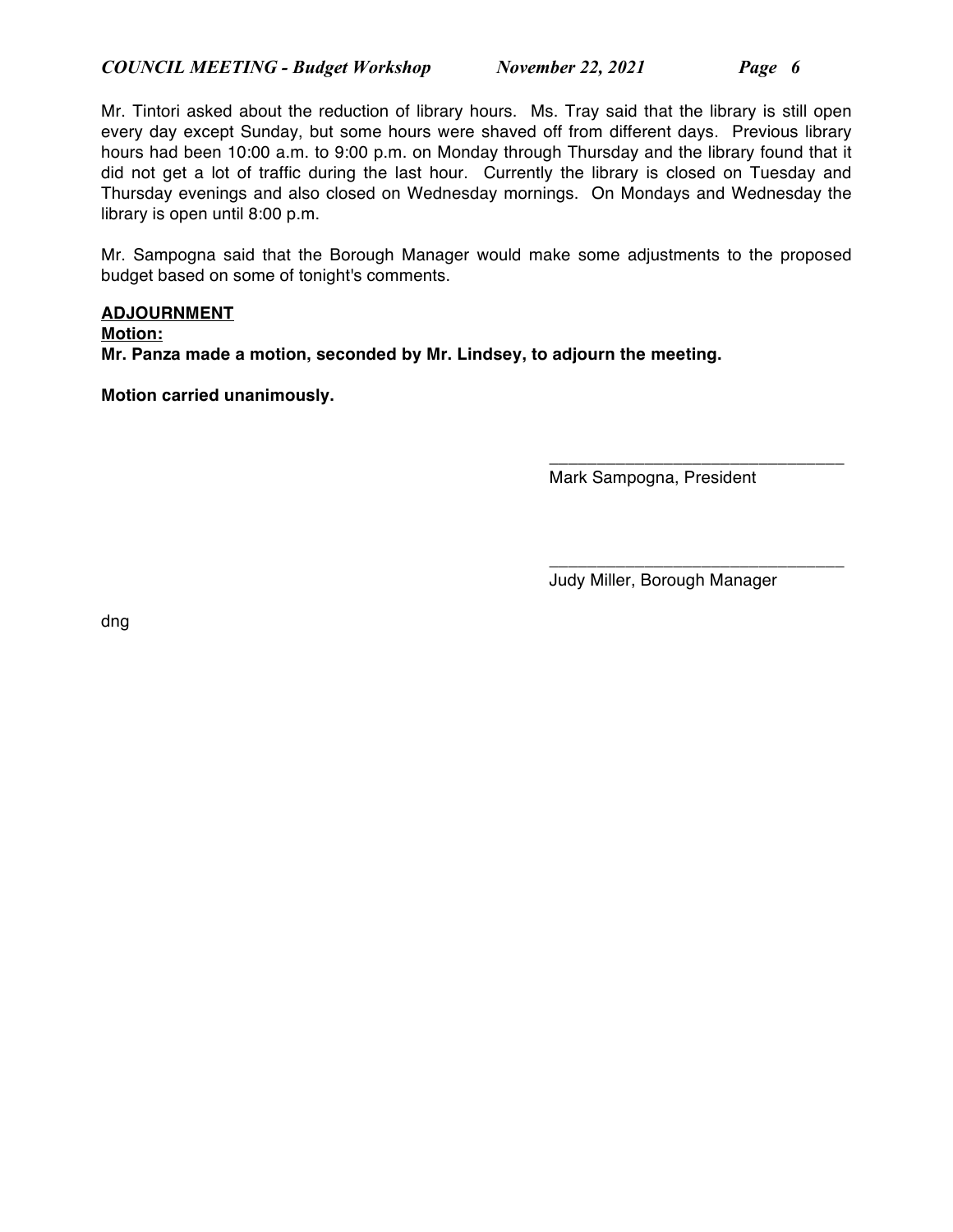Mr. Tintori asked about the reduction of library hours. Ms. Tray said that the library is still open every day except Sunday, but some hours were shaved off from different days. Previous library hours had been 10:00 a.m. to 9:00 p.m. on Monday through Thursday and the library found that it did not get a lot of traffic during the last hour. Currently the library is closed on Tuesday and Thursday evenings and also closed on Wednesday mornings. On Mondays and Wednesday the library is open until 8:00 p.m.

Mr. Sampogna said that the Borough Manager would make some adjustments to the proposed budget based on some of tonight's comments.

**ADJOURNMENT**

**Motion:**

**Mr. Panza made a motion, seconded by Mr. Lindsey, to adjourn the meeting.**

**Motion carried unanimously.**

\_\_\_\_\_\_\_\_\_\_\_\_\_\_\_\_\_\_\_\_\_\_\_\_\_\_\_\_\_\_\_\_

Mark Sampogna, President

\_\_\_\_\_\_\_\_\_\_\_\_\_\_\_\_\_\_\_\_\_\_\_\_\_\_\_\_\_\_\_\_

Judy Miller, Borough Manager

dng